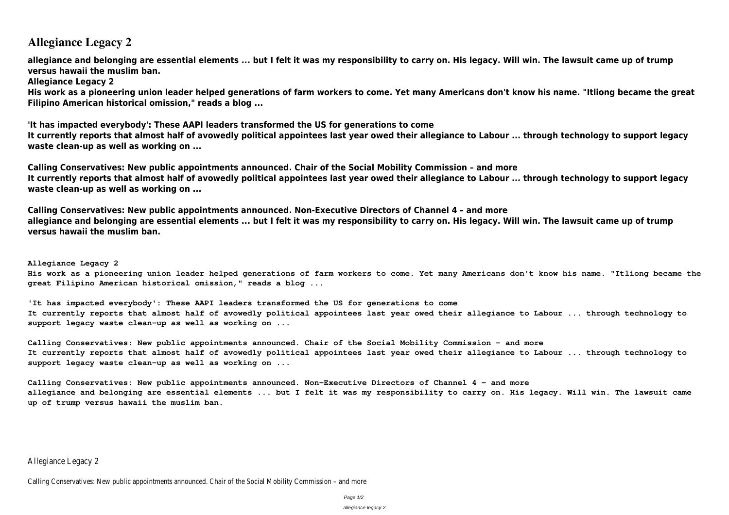# Allegiance Legacy 2

**allegiance and belonging are essential elements ... but I felt it was my responsibility to carry on. His legacy. Will win. The lawsuit came up of trump versus hawaii the muslim ban.**

**Allegiance Legacy 2**

**His work as a pioneering union leader helped generations of farm workers to come. Yet many Americans don't know his name. "Itliong became the great Filipino American historical omission," reads a blog ...**

**'It has impacted everybody': These AAPI leaders transformed the US for generations to come**

**It currently reports that almost half of avowedly political appointees last year owed their allegiance to Labour ... through technology to support legacy waste clean-up as well as working on ...**

**Calling Conservatives: New public appointments announced. Chair of the Social Mobility Commission – and more**

**It currently reports that almost half of avowedly political appointees last year owed their allegiance to Labour ... through technology to support legacy waste clean-up as well as working on ...**

**Calling Conservatives: New public appointments announced. Non-Executive Directors of Channel 4 – and more**

**allegiance and belonging are essential elements ... but I felt it was my responsibility to carry on. His legacy. Will win. The lawsuit came up of trump versus hawaii the muslim ban.**

**Allegiance Legacy 2**

**His work as a pioneering union leader helped generations of farm workers to come. Yet many Americans don't know his name. "Itliong became the great Filipino American historical omission," reads a blog ...**

**'It has impacted everybody': These AAPI leaders transformed the US for generations to come**

**It currently reports that almost half of avowedly political appointees last year owed their allegiance to Labour ... through technology to support legacy waste clean-up as well as working on ...**

**Calling Conservatives: New public appointments announced. Chair of the Social Mobility Commission – and more**

**It currently reports that almost half of avowedly political appointees last year owed their allegiance to Labour ... through technology to support legacy waste clean-up as well as working on ...**

**Calling Conservatives: New public appointments announced. Non-Executive Directors of Channel 4 – and more**

**allegiance and belonging are essential elements ... but I felt it was my responsibility to carry on. His legacy. Will win. The lawsuit came up of trump versus hawaii the muslim ban.**

Allegiance Legacy 2

Calling Conservatives: New public appointments announced. Chair of the Social Mobility Commission – and more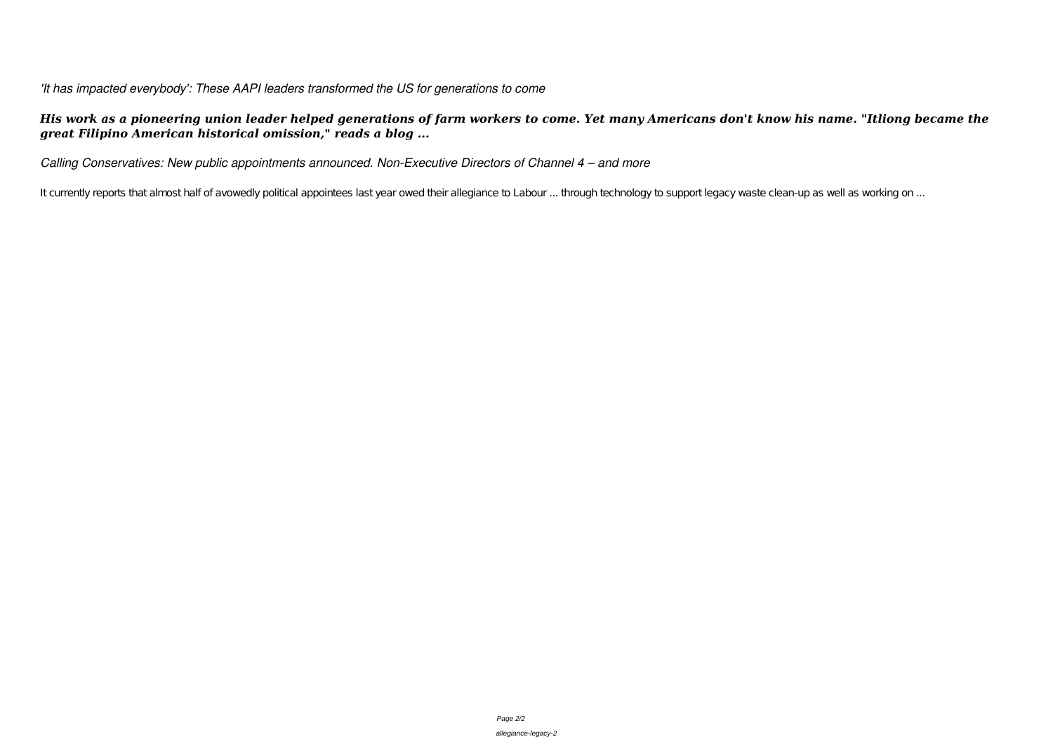*'It has impacted everybody': These AAPI leaders transformed the US for generations to come*

***His work as a pioneering union leader helped generations of farm workers to come. Yet many Americans don't know his name. "Itliong became the great Filipino American historical omission," reads a blog ...***

*Calling Conservatives: New public appointments announced. Non-Executive Directors of Channel 4 – and more*

It currently reports that almost half of avowedly political appointees last year owed their allegiance to Labour ... through technology to support legacy waste clean-up as well as working on ...